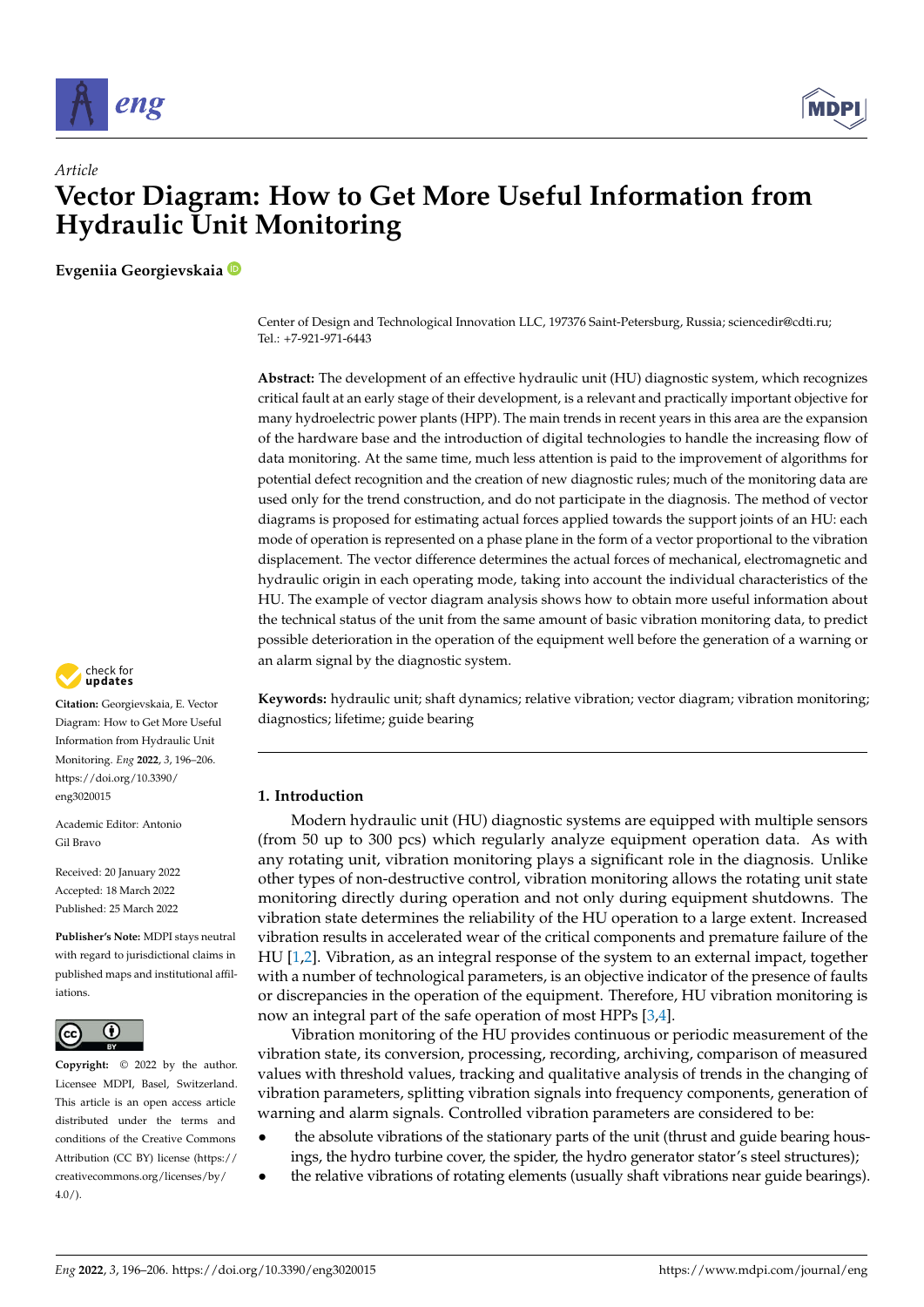*Article*

# Vector Diagram: How to Get More Useful Information from Hydraulic Unit Monitoring

**Evgeniia Georgievskaia**

Center of Design and Technological Innovation LLC, 197376 Saint-Petersburg, Russia; sciencedir@cdti.ru; Tel.: +7-921-971-6443

**Abstract:** The development of an effective hydraulic unit (HU) diagnostic system, which recognizes critical fault at an early stage of their development, is a relevant and practically important objective for many hydroelectric power plants (HPP). The main trends in recent years in this area are the expansion of the hardware base and the introduction of digital technologies to handle the increasing flow of data monitoring. At the same time, much less attention is paid to the improvement of algorithms for potential defect recognition and the creation of new diagnostic rules; much of the monitoring data are used only for the trend construction, and do not participate in the diagnosis. The method of vector diagrams is proposed for estimating actual forces applied towards the support joints of an HU: each mode of operation is represented on a phase plane in the form of a vector proportional to the vibration displacement. The vector difference determines the actual forces of mechanical, electromagnetic and hydraulic origin in each operating mode, taking into account the individual characteristics of the HU. The example of vector diagram analysis shows how to obtain more useful information about the technical status of the unit from the same amount of basic vibration monitoring data, to predict possible deterioration in the operation of the equipment well before the generation of a warning or an alarm signal by the diagnostic system.

**Keywords:** hydraulic unit; shaft dynamics; relative vibration; vector diagram; vibration monitoring; diagnostics; lifetime; guide bearing

**Citation:** Georgievskaia, E. Vector Diagram: How to Get More Useful Information from Hydraulic Unit Monitoring. *Eng* **2022**, *3*, 196–206. https://doi.org/10.3390/eng3020015

Academic Editor: Antonio Gil Bravo

Received: 20 January 2022
Accepted: 18 March 2022
Published: 25 March 2022

**Publisher's Note:** MDPI stays neutral with regard to jurisdictional claims in published maps and institutional affiliations.

**Copyright:** © 2022 by the author. Licensee MDPI, Basel, Switzerland. This article is an open access article distributed under the terms and conditions of the Creative Commons Attribution (CC BY) license (https://creativecommons.org/licenses/by/4.0/).

## 1. Introduction

Modern hydraulic unit (HU) diagnostic systems are equipped with multiple sensors (from 50 up to 300 pcs) which regularly analyze equipment operation data. As with any rotating unit, vibration monitoring plays a significant role in the diagnosis. Unlike other types of non-destructive control, vibration monitoring allows the rotating unit state monitoring directly during operation and not only during equipment shutdowns. The vibration state determines the reliability of the HU operation to a large extent. Increased vibration results in accelerated wear of the critical components and premature failure of the HU [1,2]. Vibration, as an integral response of the system to an external impact, together with a number of technological parameters, is an objective indicator of the presence of faults or discrepancies in the operation of the equipment. Therefore, HU vibration monitoring is now an integral part of the safe operation of most HPPs [3,4].

Vibration monitoring of the HU provides continuous or periodic measurement of the vibration state, its conversion, processing, recording, archiving, comparison of measured values with threshold values, tracking and qualitative analysis of trends in the changing of vibration parameters, splitting vibration signals into frequency components, generation of warning and alarm signals. Controlled vibration parameters are considered to be:

- the absolute vibrations of the stationary parts of the unit (thrust and guide bearing housings, the hydro turbine cover, the spider, the hydro generator stator's steel structures);
- the relative vibrations of rotating elements (usually shaft vibrations near guide bearings).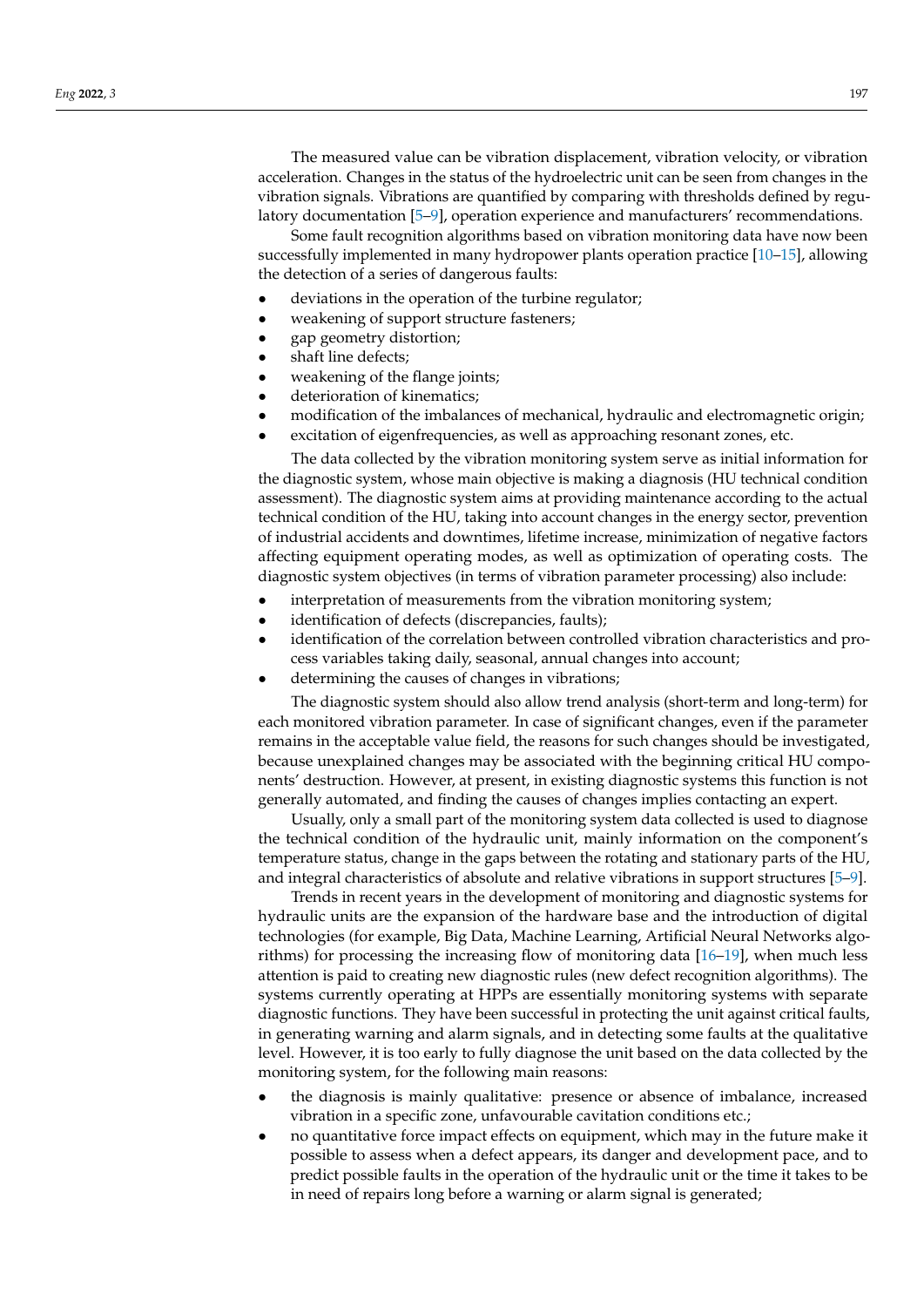The measured value can be vibration displacement, vibration velocity, or vibration acceleration. Changes in the status of the hydroelectric unit can be seen from changes in the vibration signals. Vibrations are quantified by comparing with thresholds defined by regulatory documentation [5–9], operation experience and manufacturers' recommendations.

Some fault recognition algorithms based on vibration monitoring data have now been successfully implemented in many hydropower plants operation practice [10–15], allowing the detection of a series of dangerous faults:

- deviations in the operation of the turbine regulator;
- weakening of support structure fasteners;
- gap geometry distortion;
- shaft line defects;
- weakening of the flange joints;
- deterioration of kinematics;
- modification of the imbalances of mechanical, hydraulic and electromagnetic origin;
- excitation of eigenfrequencies, as well as approaching resonant zones, etc.

The data collected by the vibration monitoring system serve as initial information for the diagnostic system, whose main objective is making a diagnosis (HU technical condition assessment). The diagnostic system aims at providing maintenance according to the actual technical condition of the HU, taking into account changes in the energy sector, prevention of industrial accidents and downtimes, lifetime increase, minimization of negative factors affecting equipment operating modes, as well as optimization of operating costs. The diagnostic system objectives (in terms of vibration parameter processing) also include:

- interpretation of measurements from the vibration monitoring system;
- identification of defects (discrepancies, faults);
- identification of the correlation between controlled vibration characteristics and process variables taking daily, seasonal, annual changes into account;
- determining the causes of changes in vibrations;

The diagnostic system should also allow trend analysis (short-term and long-term) for each monitored vibration parameter. In case of significant changes, even if the parameter remains in the acceptable value field, the reasons for such changes should be investigated, because unexplained changes may be associated with the beginning critical HU components' destruction. However, at present, in existing diagnostic systems this function is not generally automated, and finding the causes of changes implies contacting an expert.

Usually, only a small part of the monitoring system data collected is used to diagnose the technical condition of the hydraulic unit, mainly information on the component's temperature status, change in the gaps between the rotating and stationary parts of the HU, and integral characteristics of absolute and relative vibrations in support structures [5–9].

Trends in recent years in the development of monitoring and diagnostic systems for hydraulic units are the expansion of the hardware base and the introduction of digital technologies (for example, Big Data, Machine Learning, Artificial Neural Networks algorithms) for processing the increasing flow of monitoring data [16–19], when much less attention is paid to creating new diagnostic rules (new defect recognition algorithms). The systems currently operating at HPPs are essentially monitoring systems with separate diagnostic functions. They have been successful in protecting the unit against critical faults, in generating warning and alarm signals, and in detecting some faults at the qualitative level. However, it is too early to fully diagnose the unit based on the data collected by the monitoring system, for the following main reasons:

- the diagnosis is mainly qualitative: presence or absence of imbalance, increased vibration in a specific zone, unfavourable cavitation conditions etc.;
- no quantitative force impact effects on equipment, which may in the future make it possible to assess when a defect appears, its danger and development pace, and to predict possible faults in the operation of the hydraulic unit or the time it takes to be in need of repairs long before a warning or alarm signal is generated;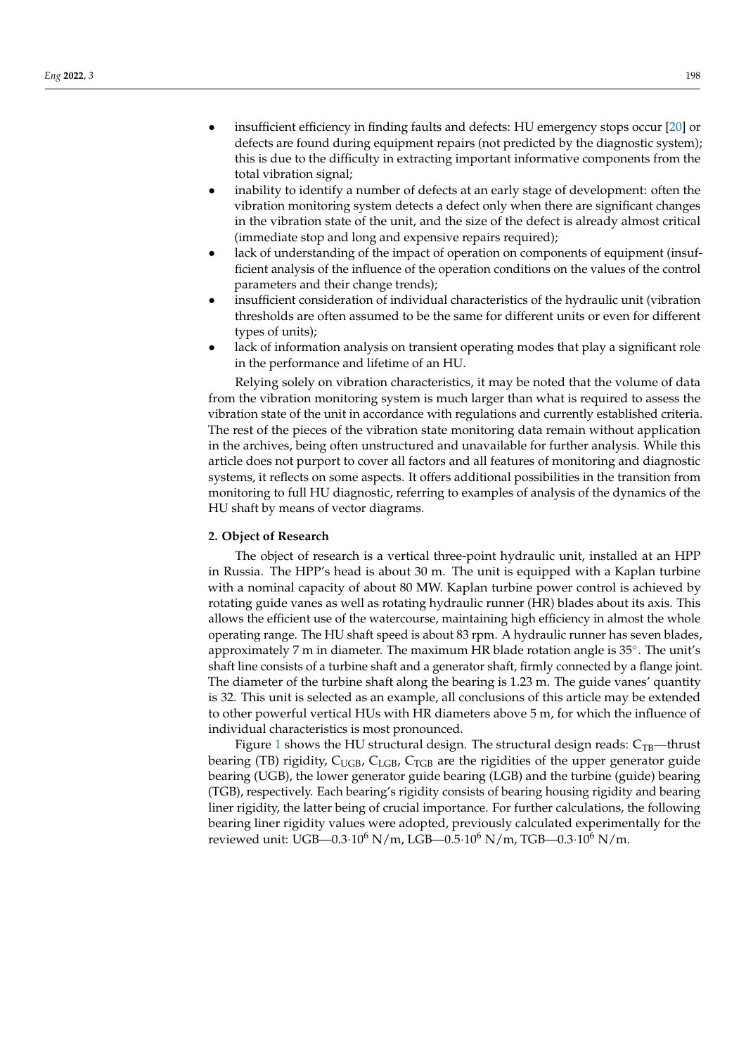- insufficient efficiency in finding faults and defects: HU emergency stops occur [20] or defects are found during equipment repairs (not predicted by the diagnostic system); this is due to the difficulty in extracting important informative components from the total vibration signal;
- inability to identify a number of defects at an early stage of development: often the vibration monitoring system detects a defect only when there are significant changes in the vibration state of the unit, and the size of the defect is already almost critical (immediate stop and long and expensive repairs required);
- lack of understanding of the impact of operation on components of equipment (insufficient analysis of the influence of the operation conditions on the values of the control parameters and their change trends);
- insufficient consideration of individual characteristics of the hydraulic unit (vibration thresholds are often assumed to be the same for different units or even for different types of units);
- lack of information analysis on transient operating modes that play a significant role in the performance and lifetime of an HU.

Relying solely on vibration characteristics, it may be noted that the volume of data from the vibration monitoring system is much larger than what is required to assess the vibration state of the unit in accordance with regulations and currently established criteria. The rest of the pieces of the vibration state monitoring data remain without application in the archives, being often unstructured and unavailable for further analysis. While this article does not purport to cover all factors and all features of monitoring and diagnostic systems, it reflects on some aspects. It offers additional possibilities in the transition from monitoring to full HU diagnostic, referring to examples of analysis of the dynamics of the HU shaft by means of vector diagrams.

## 2. Object of Research

The object of research is a vertical three-point hydraulic unit, installed at an HPP in Russia. The HPP's head is about 30 m. The unit is equipped with a Kaplan turbine with a nominal capacity of about 80 MW. Kaplan turbine power control is achieved by rotating guide vanes as well as rotating hydraulic runner (HR) blades about its axis. This allows the efficient use of the watercourse, maintaining high efficiency in almost the whole operating range. The HU shaft speed is about 83 rpm. A hydraulic runner has seven blades, approximately 7 m in diameter. The maximum HR blade rotation angle is 35°. The unit's shaft line consists of a turbine shaft and a generator shaft, firmly connected by a flange joint. The diameter of the turbine shaft along the bearing is 1.23 m. The guide vanes' quantity is 32. This unit is selected as an example, all conclusions of this article may be extended to other powerful vertical HUs with HR diameters above 5 m, for which the influence of individual characteristics is most pronounced.

Figure 1 shows the HU structural design. The structural design reads: $C_{TB}$—thrust bearing (TB) rigidity, $C_{UGB}$, $C_{LGB}$, $C_{TGB}$ are the rigidities of the upper generator guide bearing (UGB), the lower generator guide bearing (LGB) and the turbine (guide) bearing (TGB), respectively. Each bearing's rigidity consists of bearing housing rigidity and bearing liner rigidity, the latter being of crucial importance. For further calculations, the following bearing liner rigidity values were adopted, previously calculated experimentally for the reviewed unit: UGB—$0.3 \cdot 10^6$ N/m, LGB—$0.5 \cdot 10^6$ N/m, TGB—$0.3 \cdot 10^6$ N/m.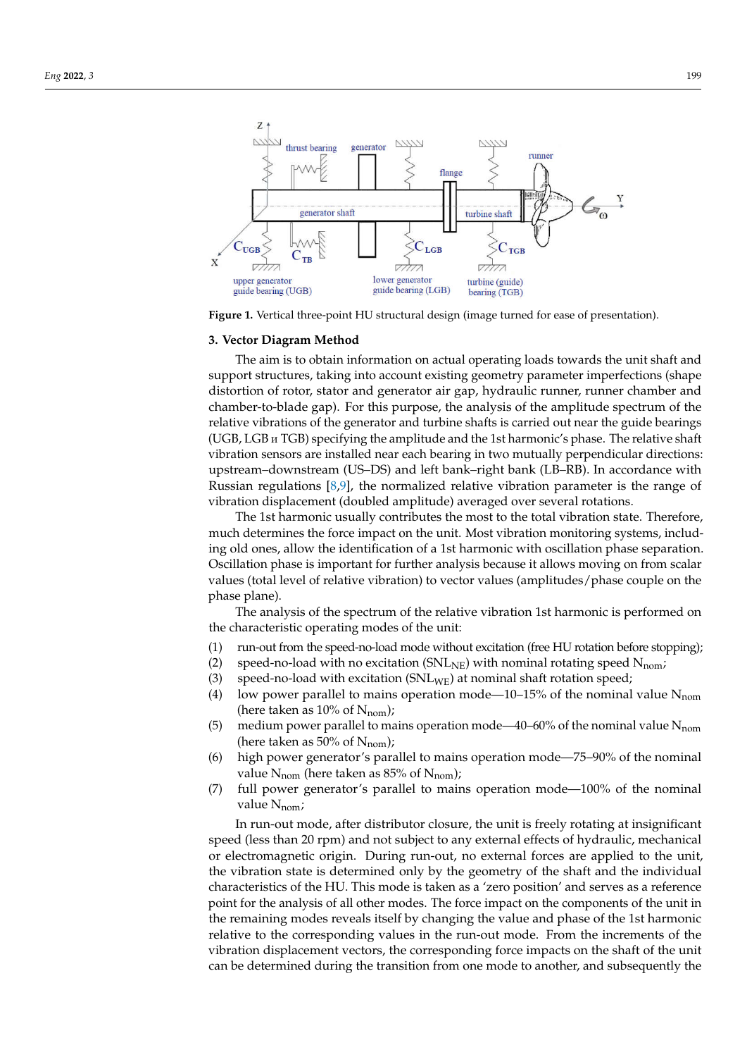Figure 1. Vertical three-point HU structural design (image turned for ease of presentation).

## 3. Vector Diagram Method

The aim is to obtain information on actual operating loads towards the unit shaft and support structures, taking into account existing geometry parameter imperfections (shape distortion of rotor, stator and generator air gap, hydraulic runner, runner chamber and chamber-to-blade gap). For this purpose, the analysis of the amplitude spectrum of the relative vibrations of the generator and turbine shafts is carried out near the guide bearings (UGB, LGB и TGB) specifying the amplitude and the 1st harmonic's phase. The relative shaft vibration sensors are installed near each bearing in two mutually perpendicular directions: upstream–downstream (US–DS) and left bank–right bank (LB–RB). In accordance with Russian regulations [8,9], the normalized relative vibration parameter is the range of vibration displacement (doubled amplitude) averaged over several rotations.

The 1st harmonic usually contributes the most to the total vibration state. Therefore, much determines the force impact on the unit. Most vibration monitoring systems, including old ones, allow the identification of a 1st harmonic with oscillation phase separation. Oscillation phase is important for further analysis because it allows moving on from scalar values (total level of relative vibration) to vector values (amplitudes/phase couple on the phase plane).

The analysis of the spectrum of the relative vibration 1st harmonic is performed on the characteristic operating modes of the unit:

(1) run-out from the speed-no-load mode without excitation (free HU rotation before stopping);
(2) speed-no-load with no excitation ($SNL_{NE}$) with nominal rotating speed $N_{nom}$;
(3) speed-no-load with excitation ($SNL_{WE}$) at nominal shaft rotation speed;
(4) low power parallel to mains operation mode—10–15% of the nominal value $N_{nom}$ (here taken as 10% of $N_{nom}$);
(5) medium power parallel to mains operation mode—40–60% of the nominal value $N_{nom}$ (here taken as 50% of $N_{nom}$);
(6) high power generator's parallel to mains operation mode—75–90% of the nominal value $N_{nom}$ (here taken as 85% of $N_{nom}$);
(7) full power generator's parallel to mains operation mode—100% of the nominal value $N_{nom}$;

In run-out mode, after distributor closure, the unit is freely rotating at insignificant speed (less than 20 rpm) and not subject to any external effects of hydraulic, mechanical or electromagnetic origin. During run-out, no external forces are applied to the unit, the vibration state is determined only by the geometry of the shaft and the individual characteristics of the HU. This mode is taken as a 'zero position' and serves as a reference point for the analysis of all other modes. The force impact on the components of the unit in the remaining modes reveals itself by changing the value and phase of the 1st harmonic relative to the corresponding values in the run-out mode. From the increments of the vibration displacement vectors, the corresponding force impacts on the shaft of the unit can be determined during the transition from one mode to another, and subsequently the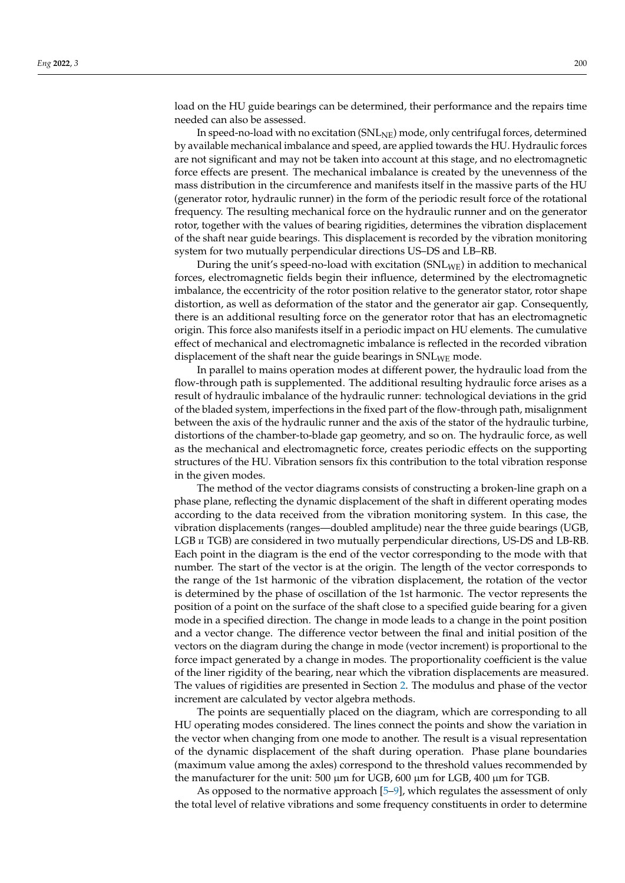load on the HU guide bearings can be determined, their performance and the repairs time needed can also be assessed.

In speed-no-load with no excitation ($SNL_{NE}$) mode, only centrifugal forces, determined by available mechanical imbalance and speed, are applied towards the HU. Hydraulic forces are not significant and may not be taken into account at this stage, and no electromagnetic force effects are present. The mechanical imbalance is created by the unevenness of the mass distribution in the circumference and manifests itself in the massive parts of the HU (generator rotor, hydraulic runner) in the form of the periodic result force of the rotational frequency. The resulting mechanical force on the hydraulic runner and on the generator rotor, together with the values of bearing rigidities, determines the vibration displacement of the shaft near guide bearings. This displacement is recorded by the vibration monitoring system for two mutually perpendicular directions US–DS and LB–RB.

During the unit's speed-no-load with excitation ($SNL_{WE}$) in addition to mechanical forces, electromagnetic fields begin their influence, determined by the electromagnetic imbalance, the eccentricity of the rotor position relative to the generator stator, rotor shape distortion, as well as deformation of the stator and the generator air gap. Consequently, there is an additional resulting force on the generator rotor that has an electromagnetic origin. This force also manifests itself in a periodic impact on HU elements. The cumulative effect of mechanical and electromagnetic imbalance is reflected in the recorded vibration displacement of the shaft near the guide bearings in $SNL_{WE}$ mode.

In parallel to mains operation modes at different power, the hydraulic load from the flow-through path is supplemented. The additional resulting hydraulic force arises as a result of hydraulic imbalance of the hydraulic runner: technological deviations in the grid of the bladed system, imperfections in the fixed part of the flow-through path, misalignment between the axis of the hydraulic runner and the axis of the stator of the hydraulic turbine, distortions of the chamber-to-blade gap geometry, and so on. The hydraulic force, as well as the mechanical and electromagnetic force, creates periodic effects on the supporting structures of the HU. Vibration sensors fix this contribution to the total vibration response in the given modes.

The method of the vector diagrams consists of constructing a broken-line graph on a phase plane, reflecting the dynamic displacement of the shaft in different operating modes according to the data received from the vibration monitoring system. In this case, the vibration displacements (ranges—doubled amplitude) near the three guide bearings (UGB, LGB и TGB) are considered in two mutually perpendicular directions, US-DS and LB-RB. Each point in the diagram is the end of the vector corresponding to the mode with that number. The start of the vector is at the origin. The length of the vector corresponds to the range of the 1st harmonic of the vibration displacement, the rotation of the vector is determined by the phase of oscillation of the 1st harmonic. The vector represents the position of a point on the surface of the shaft close to a specified guide bearing for a given mode in a specified direction. The change in mode leads to a change in the point position and a vector change. The difference vector between the final and initial position of the vectors on the diagram during the change in mode (vector increment) is proportional to the force impact generated by a change in modes. The proportionality coefficient is the value of the liner rigidity of the bearing, near which the vibration displacements are measured. The values of rigidities are presented in Section 2. The modulus and phase of the vector increment are calculated by vector algebra methods.

The points are sequentially placed on the diagram, which are corresponding to all HU operating modes considered. The lines connect the points and show the variation in the vector when changing from one mode to another. The result is a visual representation of the dynamic displacement of the shaft during operation. Phase plane boundaries (maximum value among the axles) correspond to the threshold values recommended by the manufacturer for the unit: 500 μm for UGB, 600 μm for LGB, 400 μm for TGB.

As opposed to the normative approach [5–9], which regulates the assessment of only the total level of relative vibrations and some frequency constituents in order to determine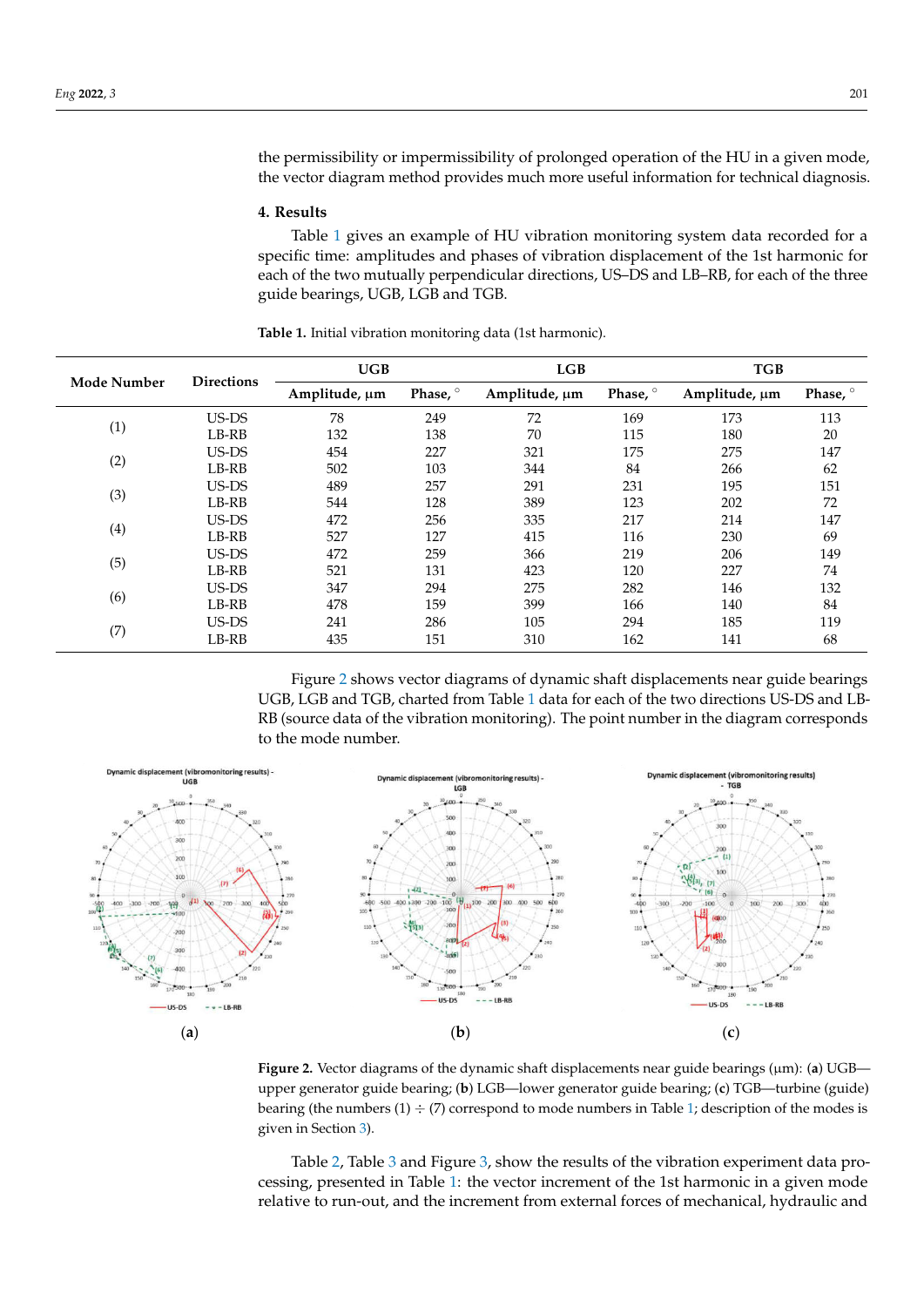the permissibility or impermissibility of prolonged operation of the HU in a given mode, the vector diagram method provides much more useful information for technical diagnosis.

## 4. Results

Table 1 gives an example of HU vibration monitoring system data recorded for a specific time: amplitudes and phases of vibration displacement of the 1st harmonic for each of the two mutually perpendicular directions, US–DS and LB–RB, for each of the three guide bearings, UGB, LGB and TGB.

**Table 1.** Initial vibration monitoring data (1st harmonic).

| Mode Number | Directions | UGB | | LGB | | TGB | |
|---|---|---|---|---|---|---|---|
| | | Amplitude, μm | Phase, ° | Amplitude, μm | Phase, ° | Amplitude, μm | Phase, ° |
| (1) | US-DS | 78 | 249 | 72 | 169 | 173 | 113 |
| | LB-RB | 132 | 138 | 70 | 115 | 180 | 20 |
| (2) | US-DS | 454 | 227 | 321 | 175 | 275 | 147 |
| | LB-RB | 502 | 103 | 344 | 84 | 266 | 62 |
| (3) | US-DS | 489 | 257 | 291 | 231 | 195 | 151 |
| | LB-RB | 544 | 128 | 389 | 123 | 202 | 72 |
| (4) | US-DS | 472 | 256 | 335 | 217 | 214 | 147 |
| | LB-RB | 527 | 127 | 415 | 116 | 230 | 69 |
| (5) | US-DS | 472 | 259 | 366 | 219 | 206 | 149 |
| | LB-RB | 521 | 131 | 423 | 120 | 227 | 74 |
| (6) | US-DS | 347 | 294 | 275 | 282 | 146 | 132 |
| | LB-RB | 478 | 159 | 399 | 166 | 140 | 84 |
| (7) | US-DS | 241 | 286 | 105 | 294 | 185 | 119 |
| | LB-RB | 435 | 151 | 310 | 162 | 141 | 68 |

Figure 2 shows vector diagrams of dynamic shaft displacements near guide bearings UGB, LGB and TGB, charted from Table 1 data for each of the two directions US-DS and LB-RB (source data of the vibration monitoring). The point number in the diagram corresponds to the mode number.

**Figure 2.** Vector diagrams of the dynamic shaft displacements near guide bearings (μm): (**a**) UGB—upper generator guide bearing; (**b**) LGB—lower generator guide bearing; (**c**) TGB—turbine (guide) bearing (the numbers (1) ÷ (7) correspond to mode numbers in Table 1; description of the modes is given in Section 3).

Table 2, Table 3 and Figure 3, show the results of the vibration experiment data processing, presented in Table 1: the vector increment of the 1st harmonic in a given mode relative to run-out, and the increment from external forces of mechanical, hydraulic and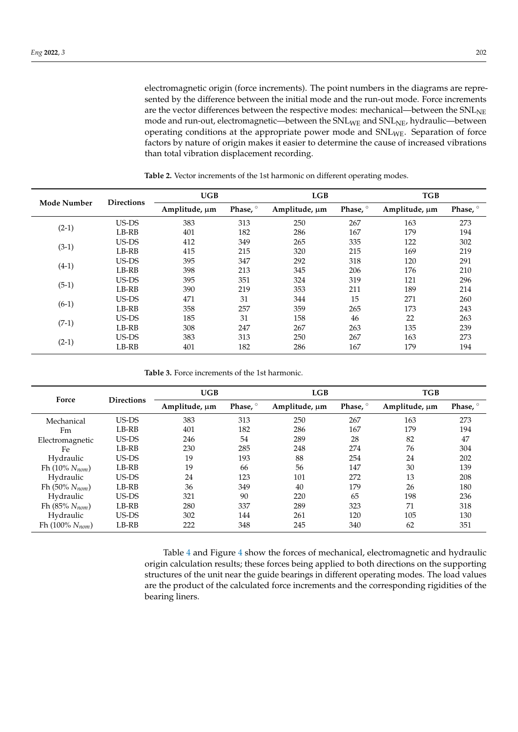electromagnetic origin (force increments). The point numbers in the diagrams are represented by the difference between the initial mode and the run-out mode. Force increments are the vector differences between the respective modes: mechanical—between the $SNL_{NE}$ mode and run-out, electromagnetic—between the $SNL_{WE}$ and $SNL_{NE}$, hydraulic—between operating conditions at the appropriate power mode and $SNL_{WE}$. Separation of force factors by nature of origin makes it easier to determine the cause of increased vibrations than total vibration displacement recording.

**Table 2.** Vector increments of the 1st harmonic on different operating modes.

| Mode Number | Directions | UGB | | LGB | | TGB | |
|---|---|---|---|---|---|---|---|
| | | Amplitude, μm | Phase, ° | Amplitude, μm | Phase, ° | Amplitude, μm | Phase, ° |
| (2-1) | US-DS | 383 | 313 | 250 | 267 | 163 | 273 |
| | LB-RB | 401 | 182 | 286 | 167 | 179 | 194 |
| (3-1) | US-DS | 412 | 349 | 265 | 335 | 122 | 302 |
| | LB-RB | 415 | 215 | 320 | 215 | 169 | 219 |
| (4-1) | US-DS | 395 | 347 | 292 | 318 | 120 | 291 |
| | LB-RB | 398 | 213 | 345 | 206 | 176 | 210 |
| (5-1) | US-DS | 395 | 351 | 324 | 319 | 121 | 296 |
| | LB-RB | 390 | 219 | 353 | 211 | 189 | 214 |
| (6-1) | US-DS | 471 | 31 | 344 | 15 | 271 | 260 |
| | LB-RB | 358 | 257 | 359 | 265 | 173 | 243 |
| (7-1) | US-DS | 185 | 31 | 158 | 46 | 22 | 263 |
| | LB-RB | 308 | 247 | 267 | 263 | 135 | 239 |
| (2-1) | US-DS | 383 | 313 | 250 | 267 | 163 | 273 |
| | LB-RB | 401 | 182 | 286 | 167 | 179 | 194 |

**Table 3.** Force increments of the 1st harmonic.

| Force | Directions | UGB | | LGB | | TGB | |
|---|---|---|---|---|---|---|---|
| | | Amplitude, μm | Phase, ° | Amplitude, μm | Phase, ° | Amplitude, μm | Phase, ° |
| Mechanical | US-DS | 383 | 313 | 250 | 267 | 163 | 273 |
| Fm | LB-RB | 401 | 182 | 286 | 167 | 179 | 194 |
| Electromagnetic | US-DS | 246 | 54 | 289 | 28 | 82 | 47 |
| Fe | LB-RB | 230 | 285 | 248 | 274 | 76 | 304 |
| Hydraulic | US-DS | 19 | 193 | 88 | 254 | 24 | 202 |
| Fh (10% $N_{nom}$) | LB-RB | 19 | 66 | 56 | 147 | 30 | 139 |
| Hydraulic | US-DS | 24 | 123 | 101 | 272 | 13 | 208 |
| Fh (50% $N_{nom}$) | LB-RB | 36 | 349 | 40 | 179 | 26 | 180 |
| Hydraulic | US-DS | 321 | 90 | 220 | 65 | 198 | 236 |
| Fh (85% $N_{nom}$) | LB-RB | 280 | 337 | 289 | 323 | 71 | 318 |
| Hydraulic | US-DS | 302 | 144 | 261 | 120 | 105 | 130 |
| Fh (100% $N_{nom}$) | LB-RB | 222 | 348 | 245 | 340 | 62 | 351 |

Table 4 and Figure 4 show the forces of mechanical, electromagnetic and hydraulic origin calculation results; these forces being applied to both directions on the supporting structures of the unit near the guide bearings in different operating modes. The load values are the product of the calculated force increments and the corresponding rigidities of the bearing liners.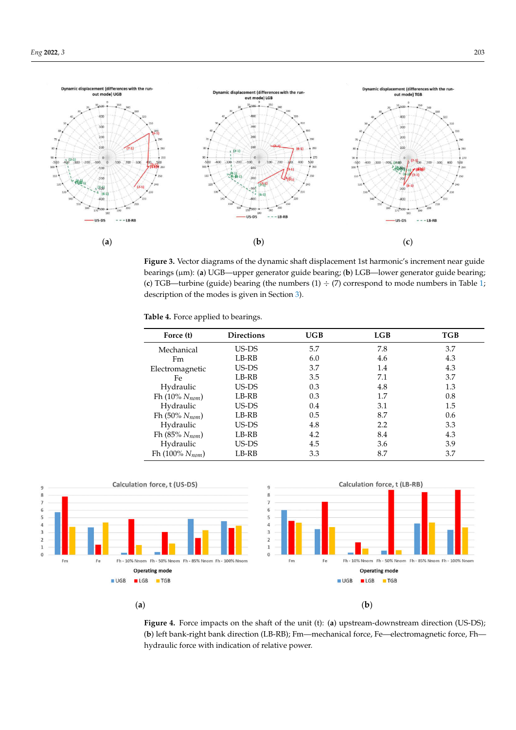**Figure 3.** Vector diagrams of the dynamic shaft displacement 1st harmonic's increment near guide bearings (μm): (**a**) UGB—upper generator guide bearing; (**b**) LGB—lower generator guide bearing; (**c**) TGB—turbine (guide) bearing (the numbers (1) ÷ (7) correspond to mode numbers in Table 1; description of the modes is given in Section 3).

**Table 4.** Force applied to bearings.

| Force (t) | Directions | UGB | LGB | TGB |
|---|---|---|---|---|
| Mechanical Fm | US-DS | 5.7 | 7.8 | 3.7 |
| | LB-RB | 6.0 | 4.6 | 4.3 |
| Electromagnetic Fe | US-DS | 3.7 | 1.4 | 4.3 |
| | LB-RB | 3.5 | 7.1 | 3.7 |
| Hydraulic Fh (10% $N_{nom}$) | US-DS | 0.3 | 4.8 | 1.3 |
| | LB-RB | 0.3 | 1.7 | 0.8 |
| Hydraulic Fh (50% $N_{nom}$) | US-DS | 0.4 | 3.1 | 1.5 |
| | LB-RB | 0.5 | 8.7 | 0.6 |
| Hydraulic Fh (85% $N_{nom}$) | US-DS | 4.8 | 2.2 | 3.3 |
| | LB-RB | 4.2 | 8.4 | 4.3 |
| Hydraulic Fh (100% $N_{nom}$) | US-DS | 4.5 | 3.6 | 3.9 |
| | LB-RB | 3.3 | 8.7 | 3.7 |

**Figure 4.** Force impacts on the shaft of the unit (t): (**a**) upstream-downstream direction (US-DS); (**b**) left bank-right bank direction (LB-RB); Fm—mechanical force, Fe—electromagnetic force, Fh—hydraulic force with indication of relative power.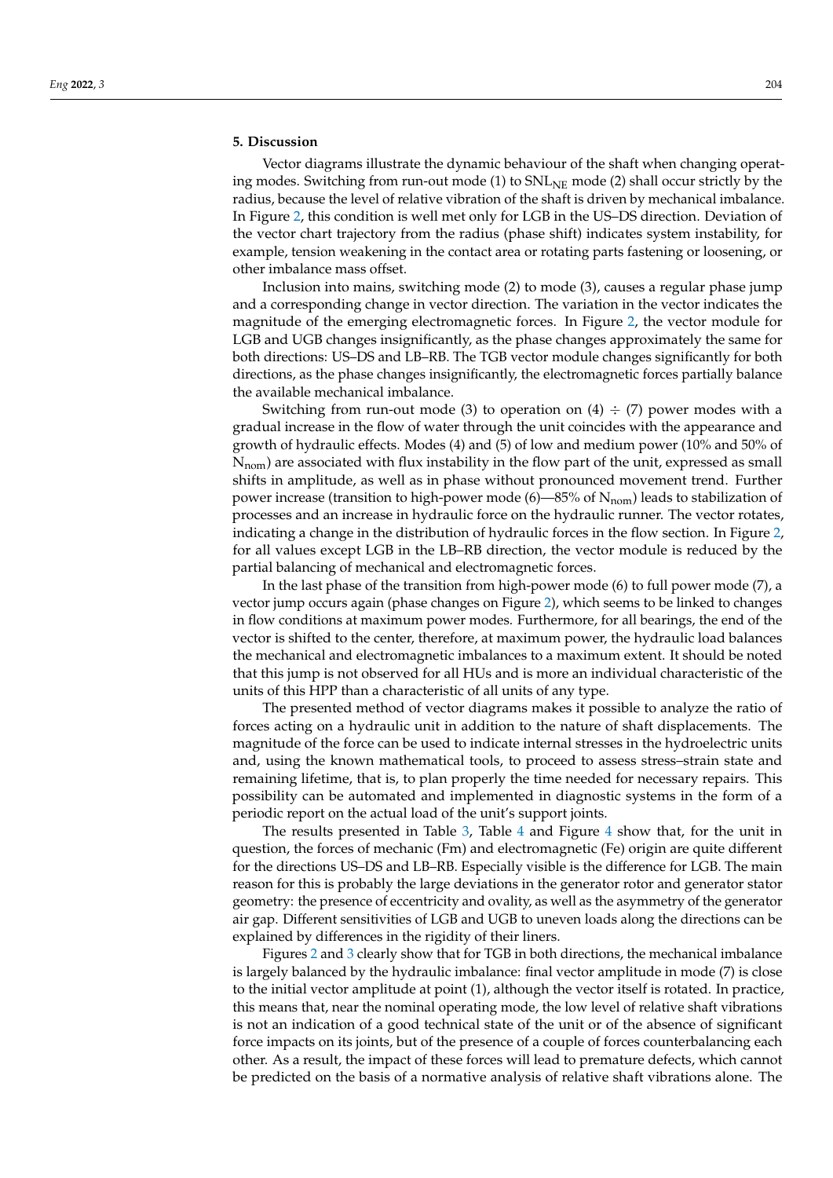## 5. Discussion

Vector diagrams illustrate the dynamic behaviour of the shaft when changing operating modes. Switching from run-out mode (1) to $SNL_{NE}$ mode (2) shall occur strictly by the radius, because the level of relative vibration of the shaft is driven by mechanical imbalance. In Figure 2, this condition is well met only for LGB in the US–DS direction. Deviation of the vector chart trajectory from the radius (phase shift) indicates system instability, for example, tension weakening in the contact area or rotating parts fastening or loosening, or other imbalance mass offset.

Inclusion into mains, switching mode (2) to mode (3), causes a regular phase jump and a corresponding change in vector direction. The variation in the vector indicates the magnitude of the emerging electromagnetic forces. In Figure 2, the vector module for LGB and UGB changes insignificantly, as the phase changes approximately the same for both directions: US–DS and LB–RB. The TGB vector module changes significantly for both directions, as the phase changes insignificantly, the electromagnetic forces partially balance the available mechanical imbalance.

Switching from run-out mode (3) to operation on (4) ÷ (7) power modes with a gradual increase in the flow of water through the unit coincides with the appearance and growth of hydraulic effects. Modes (4) and (5) of low and medium power (10% and 50% of $N_{nom}$) are associated with flux instability in the flow part of the unit, expressed as small shifts in amplitude, as well as in phase without pronounced movement trend. Further power increase (transition to high-power mode (6)—85% of $N_{nom}$) leads to stabilization of processes and an increase in hydraulic force on the hydraulic runner. The vector rotates, indicating a change in the distribution of hydraulic forces in the flow section. In Figure 2, for all values except LGB in the LB–RB direction, the vector module is reduced by the partial balancing of mechanical and electromagnetic forces.

In the last phase of the transition from high-power mode (6) to full power mode (7), a vector jump occurs again (phase changes on Figure 2), which seems to be linked to changes in flow conditions at maximum power modes. Furthermore, for all bearings, the end of the vector is shifted to the center, therefore, at maximum power, the hydraulic load balances the mechanical and electromagnetic imbalances to a maximum extent. It should be noted that this jump is not observed for all HUs and is more an individual characteristic of the units of this HPP than a characteristic of all units of any type.

The presented method of vector diagrams makes it possible to analyze the ratio of forces acting on a hydraulic unit in addition to the nature of shaft displacements. The magnitude of the force can be used to indicate internal stresses in the hydroelectric units and, using the known mathematical tools, to proceed to assess stress–strain state and remaining lifetime, that is, to plan properly the time needed for necessary repairs. This possibility can be automated and implemented in diagnostic systems in the form of a periodic report on the actual load of the unit's support joints.

The results presented in Table 3, Table 4 and Figure 4 show that, for the unit in question, the forces of mechanic (Fm) and electromagnetic (Fe) origin are quite different for the directions US–DS and LB–RB. Especially visible is the difference for LGB. The main reason for this is probably the large deviations in the generator rotor and generator stator geometry: the presence of eccentricity and ovality, as well as the asymmetry of the generator air gap. Different sensitivities of LGB and UGB to uneven loads along the directions can be explained by differences in the rigidity of their liners.

Figures 2 and 3 clearly show that for TGB in both directions, the mechanical imbalance is largely balanced by the hydraulic imbalance: final vector amplitude in mode (7) is close to the initial vector amplitude at point (1), although the vector itself is rotated. In practice, this means that, near the nominal operating mode, the low level of relative shaft vibrations is not an indication of a good technical state of the unit or of the absence of significant force impacts on its joints, but of the presence of a couple of forces counterbalancing each other. As a result, the impact of these forces will lead to premature defects, which cannot be predicted on the basis of a normative analysis of relative shaft vibrations alone. The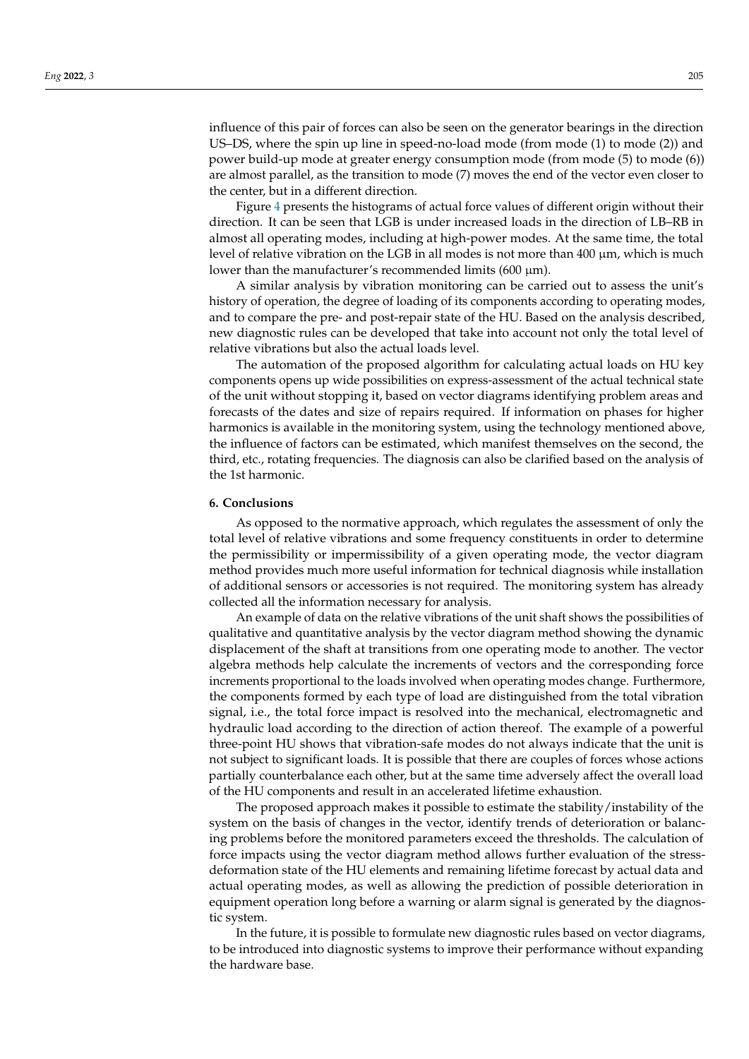influence of this pair of forces can also be seen on the generator bearings in the direction US–DS, where the spin up line in speed-no-load mode (from mode (1) to mode (2)) and power build-up mode at greater energy consumption mode (from mode (5) to mode (6)) are almost parallel, as the transition to mode (7) moves the end of the vector even closer to the center, but in a different direction.

Figure 4 presents the histograms of actual force values of different origin without their direction. It can be seen that LGB is under increased loads in the direction of LB–RB in almost all operating modes, including at high-power modes. At the same time, the total level of relative vibration on the LGB in all modes is not more than 400 μm, which is much lower than the manufacturer's recommended limits (600 μm).

A similar analysis by vibration monitoring can be carried out to assess the unit's history of operation, the degree of loading of its components according to operating modes, and to compare the pre- and post-repair state of the HU. Based on the analysis described, new diagnostic rules can be developed that take into account not only the total level of relative vibrations but also the actual loads level.

The automation of the proposed algorithm for calculating actual loads on HU key components opens up wide possibilities on express-assessment of the actual technical state of the unit without stopping it, based on vector diagrams identifying problem areas and forecasts of the dates and size of repairs required. If information on phases for higher harmonics is available in the monitoring system, using the technology mentioned above, the influence of factors can be estimated, which manifest themselves on the second, the third, etc., rotating frequencies. The diagnosis can also be clarified based on the analysis of the 1st harmonic.

## 6. Conclusions

As opposed to the normative approach, which regulates the assessment of only the total level of relative vibrations and some frequency constituents in order to determine the permissibility or impermissibility of a given operating mode, the vector diagram method provides much more useful information for technical diagnosis while installation of additional sensors or accessories is not required. The monitoring system has already collected all the information necessary for analysis.

An example of data on the relative vibrations of the unit shaft shows the possibilities of qualitative and quantitative analysis by the vector diagram method showing the dynamic displacement of the shaft at transitions from one operating mode to another. The vector algebra methods help calculate the increments of vectors and the corresponding force increments proportional to the loads involved when operating modes change. Furthermore, the components formed by each type of load are distinguished from the total vibration signal, i.e., the total force impact is resolved into the mechanical, electromagnetic and hydraulic load according to the direction of action thereof. The example of a powerful three-point HU shows that vibration-safe modes do not always indicate that the unit is not subject to significant loads. It is possible that there are couples of forces whose actions partially counterbalance each other, but at the same time adversely affect the overall load of the HU components and result in an accelerated lifetime exhaustion.

The proposed approach makes it possible to estimate the stability/instability of the system on the basis of changes in the vector, identify trends of deterioration or balancing problems before the monitored parameters exceed the thresholds. The calculation of force impacts using the vector diagram method allows further evaluation of the stress-deformation state of the HU elements and remaining lifetime forecast by actual data and actual operating modes, as well as allowing the prediction of possible deterioration in equipment operation long before a warning or alarm signal is generated by the diagnostic system.

In the future, it is possible to formulate new diagnostic rules based on vector diagrams, to be introduced into diagnostic systems to improve their performance without expanding the hardware base.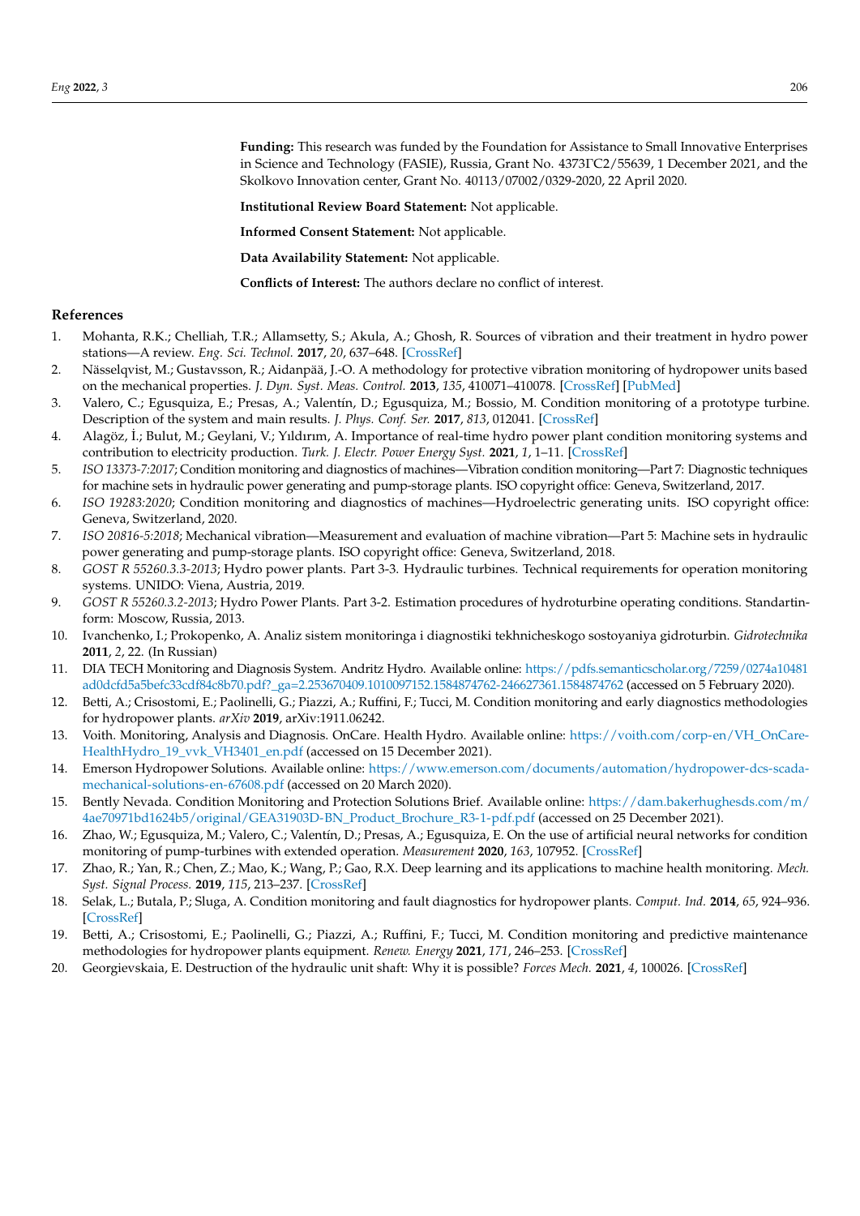**Funding:** This research was funded by the Foundation for Assistance to Small Innovative Enterprises in Science and Technology (FASIE), Russia, Grant No. 4373ГС2/55639, 1 December 2021, and the Skolkovo Innovation center, Grant No. 40113/07002/0329-2020, 22 April 2020.

**Institutional Review Board Statement:** Not applicable.

**Informed Consent Statement:** Not applicable.

**Data Availability Statement:** Not applicable.

**Conflicts of Interest:** The authors declare no conflict of interest.

## References

1. Mohanta, R.K.; Chelliah, T.R.; Allamsetty, S.; Akula, A.; Ghosh, R. Sources of vibration and their treatment in hydro power stations—A review. *Eng. Sci. Technol.* **2017**, *20*, 637–648. [CrossRef]
2. Nässelqvist, M.; Gustavsson, R.; Aidanpää, J.-O. A methodology for protective vibration monitoring of hydropower units based on the mechanical properties. *J. Dyn. Syst. Meas. Control.* **2013**, *135*, 410071–410078. [CrossRef] [PubMed]
3. Valero, C.; Egusquiza, E.; Presas, A.; Valentín, D.; Egusquiza, M.; Bossio, M. Condition monitoring of a prototype turbine. Description of the system and main results. *J. Phys. Conf. Ser.* **2017**, *813*, 012041. [CrossRef]
4. Alagöz, İ.; Bulut, M.; Geylani, V.; Yıldırım, A. Importance of real-time hydro power plant condition monitoring systems and contribution to electricity production. *Turk. J. Electr. Power Energy Syst.* **2021**, *1*, 1–11. [CrossRef]
5. *ISO 13373-7:2017*; Condition monitoring and diagnostics of machines—Vibration condition monitoring—Part 7: Diagnostic techniques for machine sets in hydraulic power generating and pump-storage plants. ISO copyright office: Geneva, Switzerland, 2017.
6. *ISO 19283:2020*; Condition monitoring and diagnostics of machines—Hydroelectric generating units. ISO copyright office: Geneva, Switzerland, 2020.
7. *ISO 20816-5:2018*; Mechanical vibration—Measurement and evaluation of machine vibration—Part 5: Machine sets in hydraulic power generating and pump-storage plants. ISO copyright office: Geneva, Switzerland, 2018.
8. *GOST R 55260.3.3-2013*; Hydro power plants. Part 3-3. Hydraulic turbines. Technical requirements for operation monitoring systems. UNIDO: Viena, Austria, 2019.
9. *GOST R 55260.3.2-2013*; Hydro Power Plants. Part 3-2. Estimation procedures of hydroturbine operating conditions. Standartinform: Moscow, Russia, 2013.
10. Ivanchenko, I.; Prokopenko, A. Analiz sistem monitoringa i diagnostiki tekhnicheskogo sostoyaniya gidroturbin. *Gidrotechnika* **2011**, *2*, 22. (In Russian)
11. DIA TECH Monitoring and Diagnosis System. Andritz Hydro. Available online: https://pdfs.semanticscholar.org/7259/0274a10481ad0dcfd5a5befc33cdf84c8b70.pdf?_ga=2.253670409.1010097152.1584874762-246627361.1584874762 (accessed on 5 February 2020).
12. Betti, A.; Crisostomi, E.; Paolinelli, G.; Piazzi, A.; Ruffini, F.; Tucci, M. Condition monitoring and early diagnostics methodologies for hydropower plants. *arXiv* **2019**, arXiv:1911.06242.
13. Voith. Monitoring, Analysis and Diagnosis. OnCare. Health Hydro. Available online: https://voith.com/corp-en/VH_OnCare-HealthHydro_19_vvk_VH3401_en.pdf (accessed on 15 December 2021).
14. Emerson Hydropower Solutions. Available online: https://www.emerson.com/documents/automation/hydropower-dcs-scada-mechanical-solutions-en-67608.pdf (accessed on 20 March 2020).
15. Bently Nevada. Condition Monitoring and Protection Solutions Brief. Available online: https://dam.bakerhughesds.com/m/4ae70971bd1624b5/original/GEA31903D-BN_Product_Brochure_R3-1-pdf.pdf (accessed on 25 December 2021).
16. Zhao, W.; Egusquiza, M.; Valero, C.; Valentín, D.; Presas, A.; Egusquiza, E. On the use of artificial neural networks for condition monitoring of pump-turbines with extended operation. *Measurement* **2020**, *163*, 107952. [CrossRef]
17. Zhao, R.; Yan, R.; Chen, Z.; Mao, K.; Wang, P.; Gao, R.X. Deep learning and its applications to machine health monitoring. *Mech. Syst. Signal Process.* **2019**, *115*, 213–237. [CrossRef]
18. Selak, L.; Butala, P.; Sluga, A. Condition monitoring and fault diagnostics for hydropower plants. *Comput. Ind.* **2014**, *65*, 924–936. [CrossRef]
19. Betti, A.; Crisostomi, E.; Paolinelli, G.; Piazzi, A.; Ruffini, F.; Tucci, M. Condition monitoring and predictive maintenance methodologies for hydropower plants equipment. *Renew. Energy* **2021**, *171*, 246–253. [CrossRef]
20. Georgievskaia, E. Destruction of the hydraulic unit shaft: Why it is possible? *Forces Mech.* **2021**, *4*, 100026. [CrossRef]